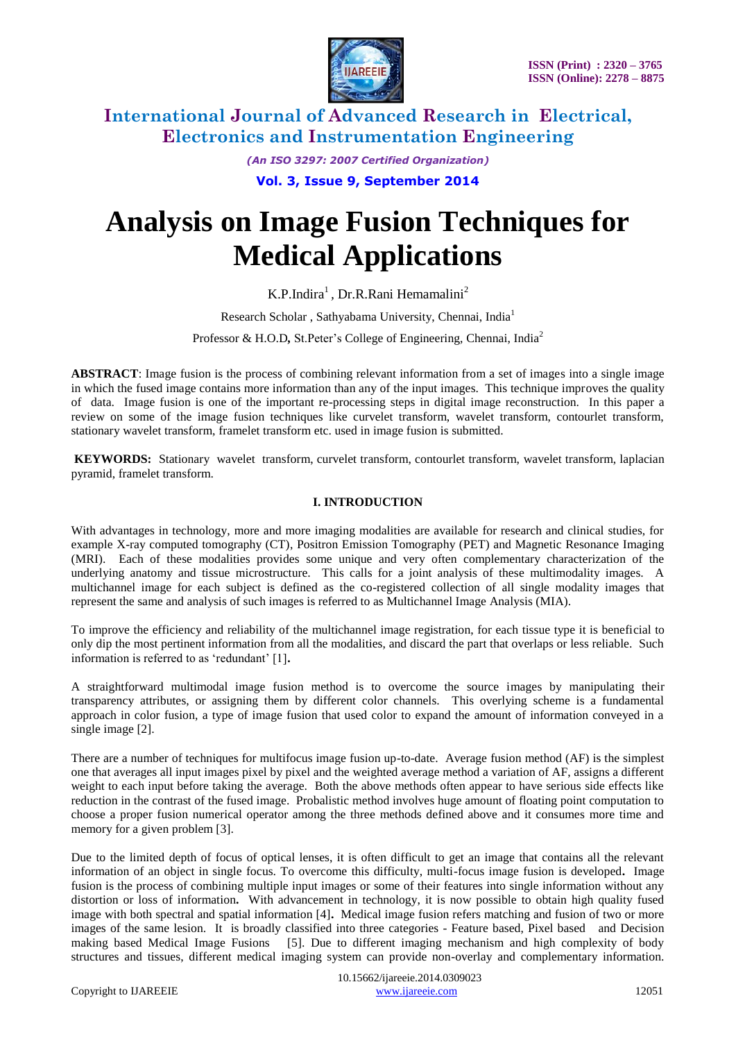# International Journal of Advanced Research in Electrical, Electronics and Instrumentation Engineering

*(An ISO 3297: 2007 Certified Organization)*

**Vol. 3, Issue 9, September 2014**

# Analysis on Image Fusion Techniques for Medical Applications

K.P.Indira[1] , Dr.R.Rani Hemamalini[2]

Research Scholar , Sathyabama University, Chennai, India[1]

Professor & H.O.D**,** St.Peter's College of Engineering, Chennai, India[2]

**ABSTRACT**: Image fusion is the process of combining relevant information from a set of images into a single image in which the fused image contains more information than any of the input images. This technique improves the quality of data. Image fusion is one of the important re-processing steps in digital image reconstruction. In this paper a review on some of the image fusion techniques like curvelet transform, wavelet transform, contourlet transform, stationary wavelet transform, framelet transform etc. used in image fusion is submitted.

**KEYWORDS:** Stationary wavelet transform, curvelet transform, contourlet transform, wavelet transform, laplacian pyramid, framelet transform.

## I. INTRODUCTION

With advantages in technology, more and more imaging modalities are available for research and clinical studies, for example X-ray computed tomography (CT), Positron Emission Tomography (PET) and Magnetic Resonance Imaging (MRI). Each of these modalities provides some unique and very often complementary characterization of the underlying anatomy and tissue microstructure. This calls for a joint analysis of these multimodality images. A multichannel image for each subject is defined as the co-registered collection of all single modality images that represent the same and analysis of such images is referred to as Multichannel Image Analysis (MIA).

To improve the efficiency and reliability of the multichannel image registration, for each tissue type it is beneficial to only dip the most pertinent information from all the modalities, and discard the part that overlaps or less reliable. Such information is referred to as 'redundant' [1]**.**

A straightforward multimodal image fusion method is to overcome the source images by manipulating their transparency attributes, or assigning them by different color channels. This overlying scheme is a fundamental approach in color fusion, a type of image fusion that used color to expand the amount of information conveyed in a single image [2].

There are a number of techniques for multifocus image fusion up-to-date. Average fusion method (AF) is the simplest one that averages all input images pixel by pixel and the weighted average method a variation of AF, assigns a different weight to each input before taking the average. Both the above methods often appear to have serious side effects like reduction in the contrast of the fused image. Probalistic method involves huge amount of floating point computation to choose a proper fusion numerical operator among the three methods defined above and it consumes more time and memory for a given problem [3].

Due to the limited depth of focus of optical lenses, it is often difficult to get an image that contains all the relevant information of an object in single focus. To overcome this difficulty, multi-focus image fusion is developed**.** Image fusion is the process of combining multiple input images or some of their features into single information without any distortion or loss of information**.** With advancement in technology, it is now possible to obtain high quality fused image with both spectral and spatial information [4]**.** Medical image fusion refers matching and fusion of two or more images of the same lesion. It is broadly classified into three categories - Feature based, Pixel based and Decision making based Medical Image Fusions [5]. Due to different imaging mechanism and high complexity of body structures and tissues, different medical imaging system can provide non-overlay and complementary information.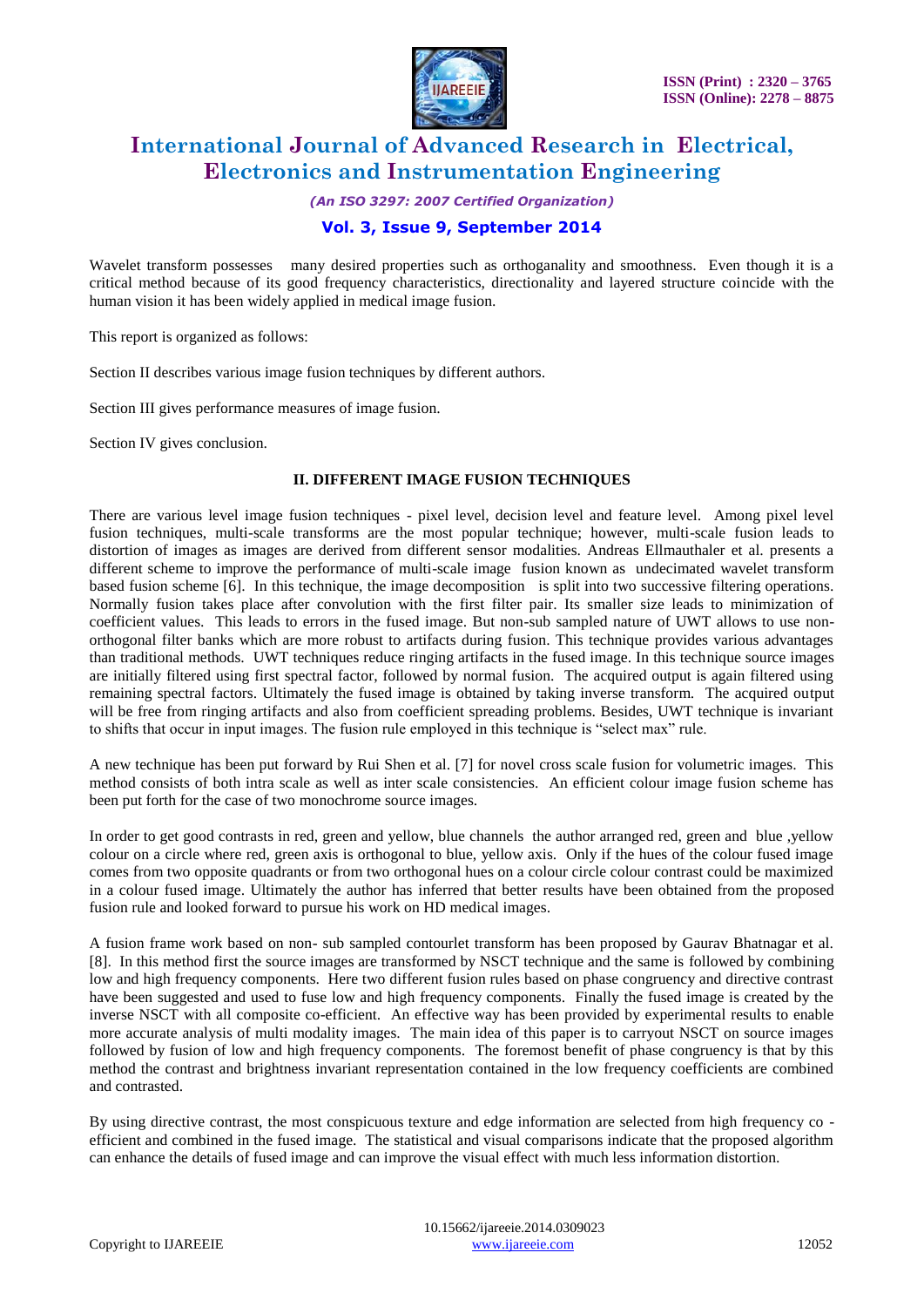Wavelet transform possesses many desired properties such as orthoganality and smoothness. Even though it is a critical method because of its good frequency characteristics, directionality and layered structure coincide with the human vision it has been widely applied in medical image fusion.

This report is organized as follows:

Section II describes various image fusion techniques by different authors.

Section III gives performance measures of image fusion.

Section IV gives conclusion.

## II. DIFFERENT IMAGE FUSION TECHNIQUES

There are various level image fusion techniques - pixel level, decision level and feature level. Among pixel level fusion techniques, multi-scale transforms are the most popular technique; however, multi-scale fusion leads to distortion of images as images are derived from different sensor modalities. Andreas Ellmauthaler et al. presents a different scheme to improve the performance of multi-scale image fusion known as undecimated wavelet transform based fusion scheme [6]. In this technique, the image decomposition is split into two successive filtering operations. Normally fusion takes place after convolution with the first filter pair. Its smaller size leads to minimization of coefficient values. This leads to errors in the fused image. But non-sub sampled nature of UWT allows to use non-orthogonal filter banks which are more robust to artifacts during fusion. This technique provides various advantages than traditional methods. UWT techniques reduce ringing artifacts in the fused image. In this technique source images are initially filtered using first spectral factor, followed by normal fusion. The acquired output is again filtered using remaining spectral factors. Ultimately the fused image is obtained by taking inverse transform. The acquired output will be free from ringing artifacts and also from coefficient spreading problems. Besides, UWT technique is invariant to shifts that occur in input images. The fusion rule employed in this technique is "select max" rule.

A new technique has been put forward by Rui Shen et al. [7] for novel cross scale fusion for volumetric images. This method consists of both intra scale as well as inter scale consistencies. An efficient colour image fusion scheme has been put forth for the case of two monochrome source images.

In order to get good contrasts in red, green and yellow, blue channels the author arranged red, green and blue ,yellow colour on a circle where red, green axis is orthogonal to blue, yellow axis. Only if the hues of the colour fused image comes from two opposite quadrants or from two orthogonal hues on a colour circle colour contrast could be maximized in a colour fused image. Ultimately the author has inferred that better results have been obtained from the proposed fusion rule and looked forward to pursue his work on HD medical images.

A fusion frame work based on non- sub sampled contourlet transform has been proposed by Gaurav Bhatnagar et al. [8]. In this method first the source images are transformed by NSCT technique and the same is followed by combining low and high frequency components. Here two different fusion rules based on phase congruency and directive contrast have been suggested and used to fuse low and high frequency components. Finally the fused image is created by the inverse NSCT with all composite co-efficient. An effective way has been provided by experimental results to enable more accurate analysis of multi modality images. The main idea of this paper is to carryout NSCT on source images followed by fusion of low and high frequency components. The foremost benefit of phase congruency is that by this method the contrast and brightness invariant representation contained in the low frequency coefficients are combined and contrasted.

By using directive contrast, the most conspicuous texture and edge information are selected from high frequency co - efficient and combined in the fused image. The statistical and visual comparisons indicate that the proposed algorithm can enhance the details of fused image and can improve the visual effect with much less information distortion.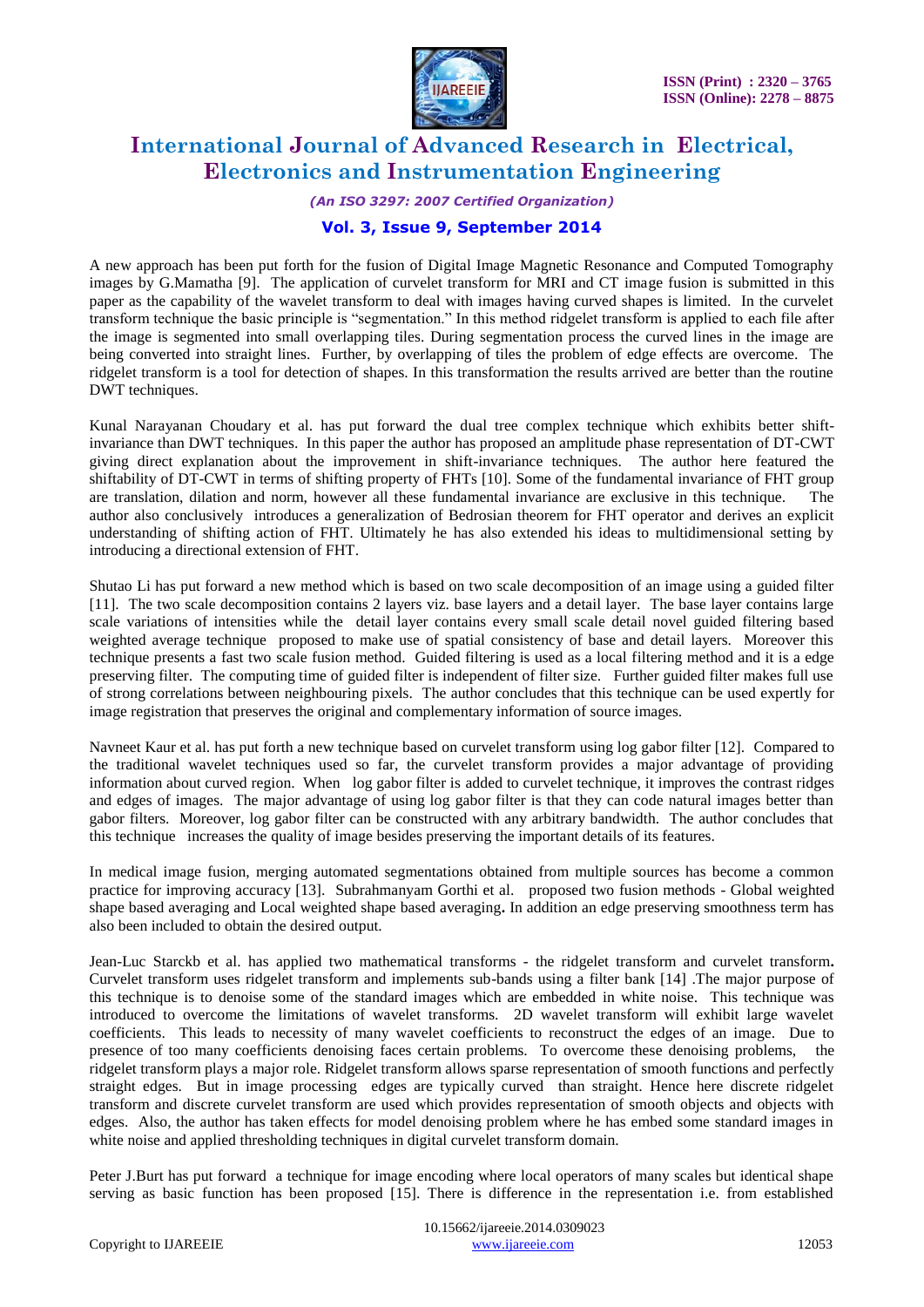A new approach has been put forth for the fusion of Digital Image Magnetic Resonance and Computed Tomography images by G.Mamatha [9]. The application of curvelet transform for MRI and CT image fusion is submitted in this paper as the capability of the wavelet transform to deal with images having curved shapes is limited. In the curvelet transform technique the basic principle is "segmentation." In this method ridgelet transform is applied to each file after the image is segmented into small overlapping tiles. During segmentation process the curved lines in the image are being converted into straight lines. Further, by overlapping of tiles the problem of edge effects are overcome. The ridgelet transform is a tool for detection of shapes. In this transformation the results arrived are better than the routine DWT techniques.

Kunal Narayanan Choudary et al. has put forward the dual tree complex technique which exhibits better shift-invariance than DWT techniques. In this paper the author has proposed an amplitude phase representation of DT-CWT giving direct explanation about the improvement in shift-invariance techniques. The author here featured the shiftability of DT-CWT in terms of shifting property of FHTs [10]. Some of the fundamental invariance of FHT group are translation, dilation and norm, however all these fundamental invariance are exclusive in this technique. The author also conclusively introduces a generalization of Bedrosian theorem for FHT operator and derives an explicit understanding of shifting action of FHT. Ultimately he has also extended his ideas to multidimensional setting by introducing a directional extension of FHT.

Shutao Li has put forward a new method which is based on two scale decomposition of an image using a guided filter [11]. The two scale decomposition contains 2 layers viz. base layers and a detail layer. The base layer contains large scale variations of intensities while the detail layer contains every small scale detail novel guided filtering based weighted average technique proposed to make use of spatial consistency of base and detail layers. Moreover this technique presents a fast two scale fusion method. Guided filtering is used as a local filtering method and it is a edge preserving filter. The computing time of guided filter is independent of filter size. Further guided filter makes full use of strong correlations between neighbouring pixels. The author concludes that this technique can be used expertly for image registration that preserves the original and complementary information of source images.

Navneet Kaur et al. has put forth a new technique based on curvelet transform using log gabor filter [12]. Compared to the traditional wavelet techniques used so far, the curvelet transform provides a major advantage of providing information about curved region. When log gabor filter is added to curvelet technique, it improves the contrast ridges and edges of images. The major advantage of using log gabor filter is that they can code natural images better than gabor filters. Moreover, log gabor filter can be constructed with any arbitrary bandwidth. The author concludes that this technique increases the quality of image besides preserving the important details of its features.

In medical image fusion, merging automated segmentations obtained from multiple sources has become a common practice for improving accuracy [13]. Subrahmanyam Gorthi et al. proposed two fusion methods - Global weighted shape based averaging and Local weighted shape based averaging**.** In addition an edge preserving smoothness term has also been included to obtain the desired output.

Jean-Luc Starckb et al. has applied two mathematical transforms - the ridgelet transform and curvelet transform**.** Curvelet transform uses ridgelet transform and implements sub-bands using a filter bank [14] .The major purpose of this technique is to denoise some of the standard images which are embedded in white noise. This technique was introduced to overcome the limitations of wavelet transforms. 2D wavelet transform will exhibit large wavelet coefficients. This leads to necessity of many wavelet coefficients to reconstruct the edges of an image. Due to presence of too many coefficients denoising faces certain problems. To overcome these denoising problems, the ridgelet transform plays a major role. Ridgelet transform allows sparse representation of smooth functions and perfectly straight edges. But in image processing edges are typically curved than straight. Hence here discrete ridgelet transform and discrete curvelet transform are used which provides representation of smooth objects and objects with edges. Also, the author has taken effects for model denoising problem where he has embed some standard images in white noise and applied thresholding techniques in digital curvelet transform domain.

Peter J.Burt has put forward a technique for image encoding where local operators of many scales but identical shape serving as basic function has been proposed [15]. There is difference in the representation i.e. from established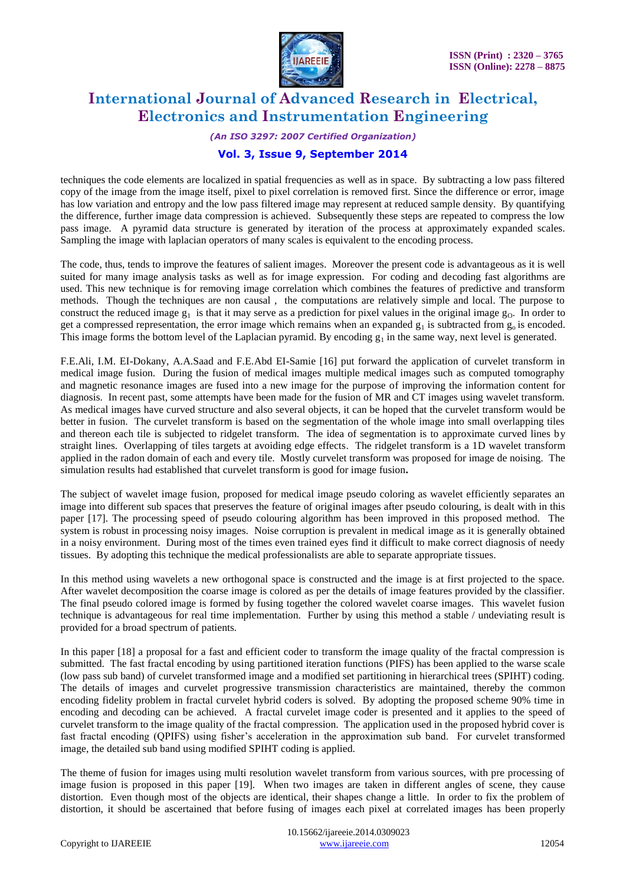techniques the code elements are localized in spatial frequencies as well as in space. By subtracting a low pass filtered copy of the image from the image itself, pixel to pixel correlation is removed first. Since the difference or error, image has low variation and entropy and the low pass filtered image may represent at reduced sample density. By quantifying the difference, further image data compression is achieved. Subsequently these steps are repeated to compress the low pass image. A pyramid data structure is generated by iteration of the process at approximately expanded scales. Sampling the image with laplacian operators of many scales is equivalent to the encoding process.

The code, thus, tends to improve the features of salient images. Moreover the present code is advantageous as it is well suited for many image analysis tasks as well as for image expression. For coding and decoding fast algorithms are used. This new technique is for removing image correlation which combines the features of predictive and transform methods. Though the techniques are non causal , the computations are relatively simple and local. The purpose to construct the reduced image $g_1$ is that it may serve as a prediction for pixel values in the original image $g_O$. In order to get a compressed representation, the error image which remains when an expanded $g_1$ is subtracted from $g_o$ is encoded. This image forms the bottom level of the Laplacian pyramid. By encoding $g_1$ in the same way, next level is generated.

F.E.Ali, I.M. EI-Dokany, A.A.Saad and F.E.Abd EI-Samie [16] put forward the application of curvelet transform in medical image fusion. During the fusion of medical images multiple medical images such as computed tomography and magnetic resonance images are fused into a new image for the purpose of improving the information content for diagnosis. In recent past, some attempts have been made for the fusion of MR and CT images using wavelet transform. As medical images have curved structure and also several objects, it can be hoped that the curvelet transform would be better in fusion. The curvelet transform is based on the segmentation of the whole image into small overlapping tiles and thereon each tile is subjected to ridgelet transform. The idea of segmentation is to approximate curved lines by straight lines. Overlapping of tiles targets at avoiding edge effects. The ridgelet transform is a 1D wavelet transform applied in the radon domain of each and every tile. Mostly curvelet transform was proposed for image de noising. The simulation results had established that curvelet transform is good for image fusion**.**

The subject of wavelet image fusion, proposed for medical image pseudo coloring as wavelet efficiently separates an image into different sub spaces that preserves the feature of original images after pseudo colouring, is dealt with in this paper [17]. The processing speed of pseudo colouring algorithm has been improved in this proposed method. The system is robust in processing noisy images. Noise corruption is prevalent in medical image as it is generally obtained in a noisy environment. During most of the times even trained eyes find it difficult to make correct diagnosis of needy tissues. By adopting this technique the medical professionalists are able to separate appropriate tissues.

In this method using wavelets a new orthogonal space is constructed and the image is at first projected to the space. After wavelet decomposition the coarse image is colored as per the details of image features provided by the classifier. The final pseudo colored image is formed by fusing together the colored wavelet coarse images. This wavelet fusion technique is advantageous for real time implementation. Further by using this method a stable / undeviating result is provided for a broad spectrum of patients.

In this paper [18] a proposal for a fast and efficient coder to transform the image quality of the fractal compression is submitted. The fast fractal encoding by using partitioned iteration functions (PIFS) has been applied to the warse scale (low pass sub band) of curvelet transformed image and a modified set partitioning in hierarchical trees (SPIHT) coding. The details of images and curvelet progressive transmission characteristics are maintained, thereby the common encoding fidelity problem in fractal curvelet hybrid coders is solved. By adopting the proposed scheme 90% time in encoding and decoding can be achieved. A fractal curvelet image coder is presented and it applies to the speed of curvelet transform to the image quality of the fractal compression. The application used in the proposed hybrid cover is fast fractal encoding (QPIFS) using fisher's acceleration in the approximation sub band. For curvelet transformed image, the detailed sub band using modified SPIHT coding is applied.

The theme of fusion for images using multi resolution wavelet transform from various sources, with pre processing of image fusion is proposed in this paper [19]. When two images are taken in different angles of scene, they cause distortion. Even though most of the objects are identical, their shapes change a little. In order to fix the problem of distortion, it should be ascertained that before fusing of images each pixel at correlated images has been properly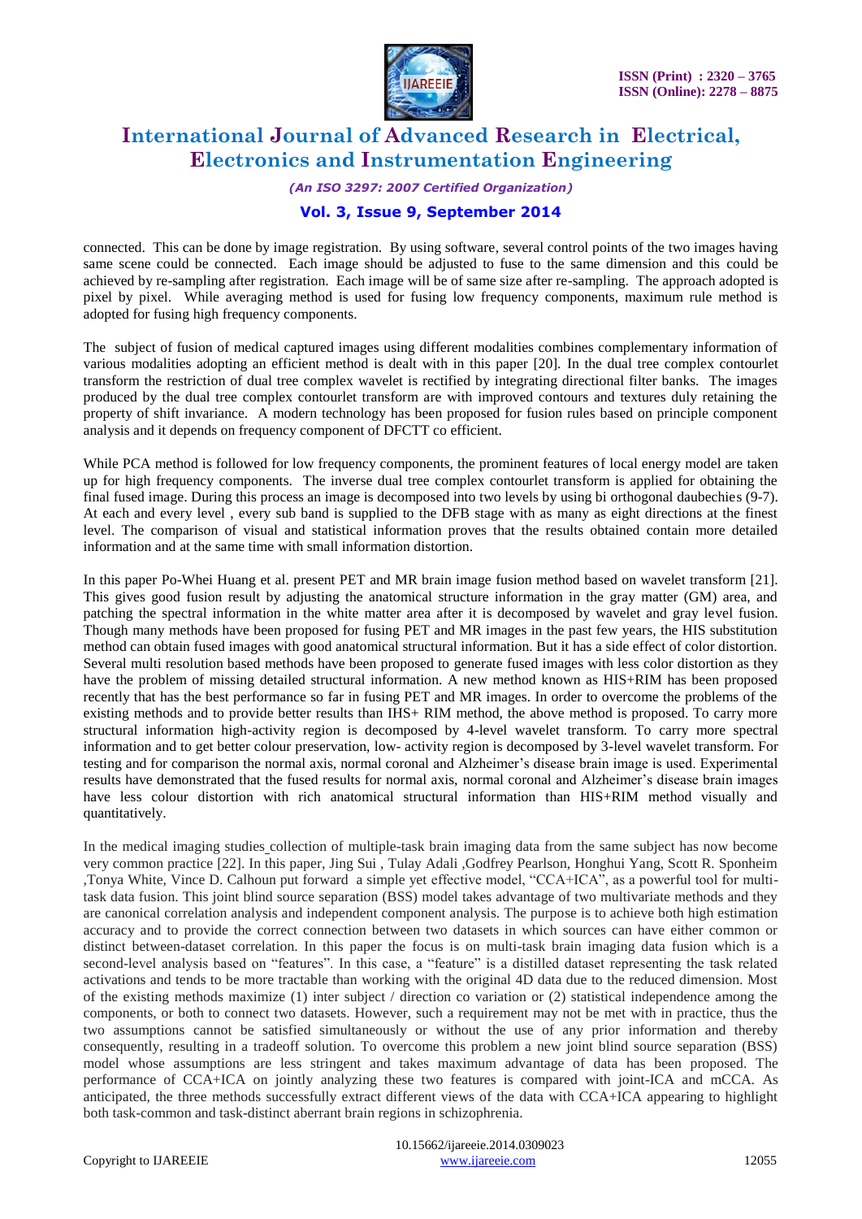connected. This can be done by image registration. By using software, several control points of the two images having same scene could be connected. Each image should be adjusted to fuse to the same dimension and this could be achieved by re-sampling after registration. Each image will be of same size after re-sampling. The approach adopted is pixel by pixel. While averaging method is used for fusing low frequency components, maximum rule method is adopted for fusing high frequency components.

The subject of fusion of medical captured images using different modalities combines complementary information of various modalities adopting an efficient method is dealt with in this paper [20]. In the dual tree complex contourlet transform the restriction of dual tree complex wavelet is rectified by integrating directional filter banks. The images produced by the dual tree complex contourlet transform are with improved contours and textures duly retaining the property of shift invariance. A modern technology has been proposed for fusion rules based on principle component analysis and it depends on frequency component of DFCTT co efficient.

While PCA method is followed for low frequency components, the prominent features of local energy model are taken up for high frequency components. The inverse dual tree complex contourlet transform is applied for obtaining the final fused image. During this process an image is decomposed into two levels by using bi orthogonal daubechies (9-7). At each and every level , every sub band is supplied to the DFB stage with as many as eight directions at the finest level. The comparison of visual and statistical information proves that the results obtained contain more detailed information and at the same time with small information distortion.

In this paper Po-Whei Huang et al. present PET and MR brain image fusion method based on wavelet transform [21]. This gives good fusion result by adjusting the anatomical structure information in the gray matter (GM) area, and patching the spectral information in the white matter area after it is decomposed by wavelet and gray level fusion. Though many methods have been proposed for fusing PET and MR images in the past few years, the HIS substitution method can obtain fused images with good anatomical structural information. But it has a side effect of color distortion. Several multi resolution based methods have been proposed to generate fused images with less color distortion as they have the problem of missing detailed structural information. A new method known as HIS+RIM has been proposed recently that has the best performance so far in fusing PET and MR images. In order to overcome the problems of the existing methods and to provide better results than IHS+ RIM method, the above method is proposed. To carry more structural information high-activity region is decomposed by 4-level wavelet transform. To carry more spectral information and to get better colour preservation, low- activity region is decomposed by 3-level wavelet transform. For testing and for comparison the normal axis, normal coronal and Alzheimer's disease brain image is used. Experimental results have demonstrated that the fused results for normal axis, normal coronal and Alzheimer's disease brain images have less colour distortion with rich anatomical structural information than HIS+RIM method visually and quantitatively.

In the medical imaging studies collection of multiple-task brain imaging data from the same subject has now become very common practice [22]. In this paper, Jing Sui , Tulay Adali ,Godfrey Pearlson, Honghui Yang, Scott R. Sponheim ,Tonya White, Vince D. Calhoun put forward a simple yet effective model, "CCA+ICA", as a powerful tool for multi-task data fusion. This joint blind source separation (BSS) model takes advantage of two multivariate methods and they are canonical correlation analysis and independent component analysis. The purpose is to achieve both high estimation accuracy and to provide the correct connection between two datasets in which sources can have either common or distinct between-dataset correlation. In this paper the focus is on multi-task brain imaging data fusion which is a second-level analysis based on "features". In this case, a "feature" is a distilled dataset representing the task related activations and tends to be more tractable than working with the original 4D data due to the reduced dimension. Most of the existing methods maximize (1) inter subject / direction co variation or (2) statistical independence among the components, or both to connect two datasets. However, such a requirement may not be met with in practice, thus the two assumptions cannot be satisfied simultaneously or without the use of any prior information and thereby consequently, resulting in a tradeoff solution. To overcome this problem a new joint blind source separation (BSS) model whose assumptions are less stringent and takes maximum advantage of data has been proposed. The performance of CCA+ICA on jointly analyzing these two features is compared with joint-ICA and mCCA. As anticipated, the three methods successfully extract different views of the data with CCA+ICA appearing to highlight both task-common and task-distinct aberrant brain regions in schizophrenia.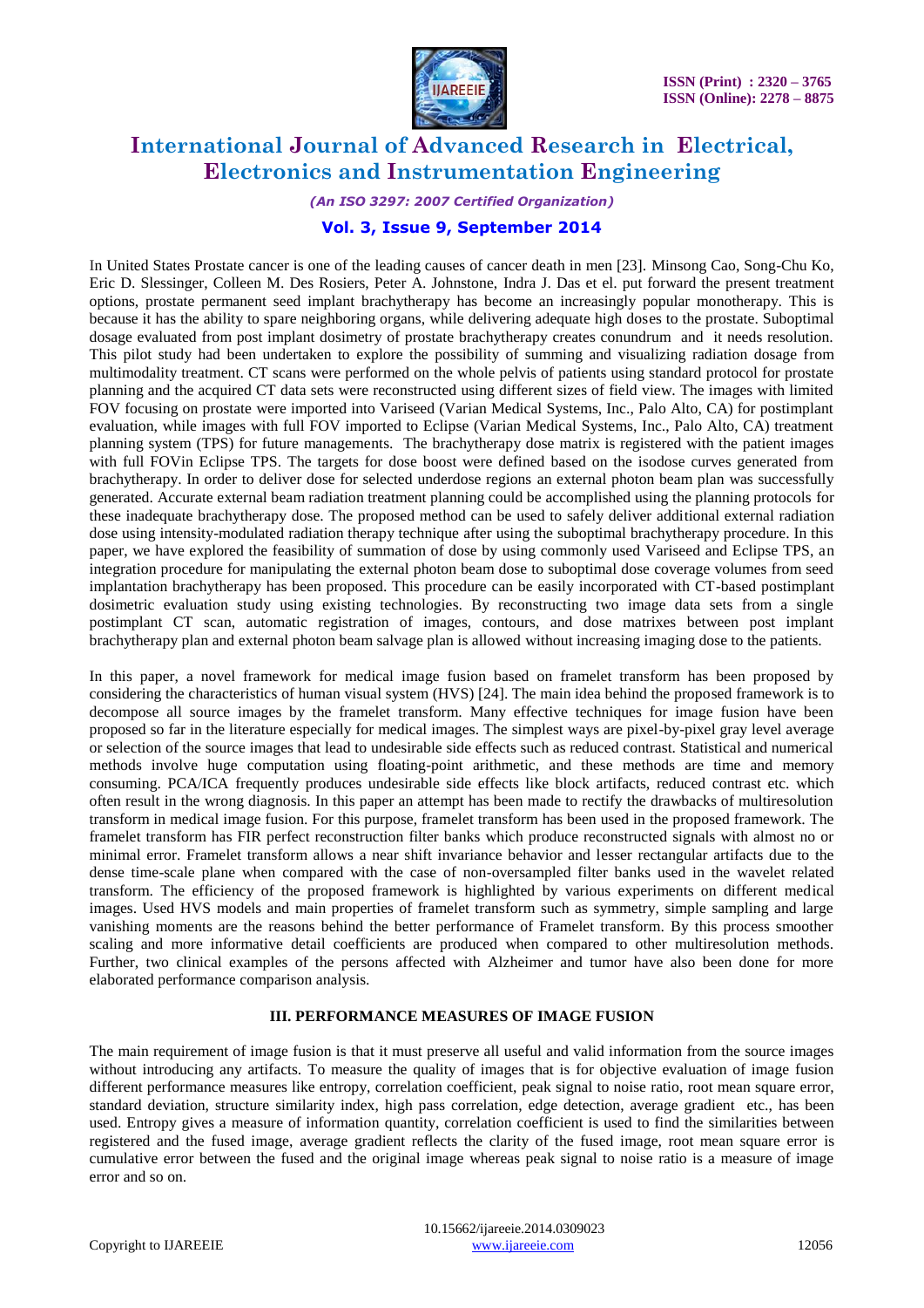In United States Prostate cancer is one of the leading causes of cancer death in men [23]. Minsong Cao, Song-Chu Ko, Eric D. Slessinger, Colleen M. Des Rosiers, Peter A. Johnstone, Indra J. Das et el. put forward the present treatment options, prostate permanent seed implant brachytherapy has become an increasingly popular monotherapy. This is because it has the ability to spare neighboring organs, while delivering adequate high doses to the prostate. Suboptimal dosage evaluated from post implant dosimetry of prostate brachytherapy creates conundrum and it needs resolution. This pilot study had been undertaken to explore the possibility of summing and visualizing radiation dosage from multimodality treatment. CT scans were performed on the whole pelvis of patients using standard protocol for prostate planning and the acquired CT data sets were reconstructed using different sizes of field view. The images with limited FOV focusing on prostate were imported into Variseed (Varian Medical Systems, Inc., Palo Alto, CA) for postimplant evaluation, while images with full FOV imported to Eclipse (Varian Medical Systems, Inc., Palo Alto, CA) treatment planning system (TPS) for future managements. The brachytherapy dose matrix is registered with the patient images with full FOVin Eclipse TPS. The targets for dose boost were defined based on the isodose curves generated from brachytherapy. In order to deliver dose for selected underdose regions an external photon beam plan was successfully generated. Accurate external beam radiation treatment planning could be accomplished using the planning protocols for these inadequate brachytherapy dose. The proposed method can be used to safely deliver additional external radiation dose using intensity-modulated radiation therapy technique after using the suboptimal brachytherapy procedure. In this paper, we have explored the feasibility of summation of dose by using commonly used Variseed and Eclipse TPS, an integration procedure for manipulating the external photon beam dose to suboptimal dose coverage volumes from seed implantation brachytherapy has been proposed. This procedure can be easily incorporated with CT-based postimplant dosimetric evaluation study using existing technologies. By reconstructing two image data sets from a single postimplant CT scan, automatic registration of images, contours, and dose matrixes between post implant brachytherapy plan and external photon beam salvage plan is allowed without increasing imaging dose to the patients.

In this paper, a novel framework for medical image fusion based on framelet transform has been proposed by considering the characteristics of human visual system (HVS) [24]. The main idea behind the proposed framework is to decompose all source images by the framelet transform. Many effective techniques for image fusion have been proposed so far in the literature especially for medical images. The simplest ways are pixel-by-pixel gray level average or selection of the source images that lead to undesirable side effects such as reduced contrast. Statistical and numerical methods involve huge computation using floating-point arithmetic, and these methods are time and memory consuming. PCA/ICA frequently produces undesirable side effects like block artifacts, reduced contrast etc. which often result in the wrong diagnosis. In this paper an attempt has been made to rectify the drawbacks of multiresolution transform in medical image fusion. For this purpose, framelet transform has been used in the proposed framework. The framelet transform has FIR perfect reconstruction filter banks which produce reconstructed signals with almost no or minimal error. Framelet transform allows a near shift invariance behavior and lesser rectangular artifacts due to the dense time-scale plane when compared with the case of non-oversampled filter banks used in the wavelet related transform. The efficiency of the proposed framework is highlighted by various experiments on different medical images. Used HVS models and main properties of framelet transform such as symmetry, simple sampling and large vanishing moments are the reasons behind the better performance of Framelet transform. By this process smoother scaling and more informative detail coefficients are produced when compared to other multiresolution methods. Further, two clinical examples of the persons affected with Alzheimer and tumor have also been done for more elaborated performance comparison analysis.

## III. PERFORMANCE MEASURES OF IMAGE FUSION

The main requirement of image fusion is that it must preserve all useful and valid information from the source images without introducing any artifacts. To measure the quality of images that is for objective evaluation of image fusion different performance measures like entropy, correlation coefficient, peak signal to noise ratio, root mean square error, standard deviation, structure similarity index, high pass correlation, edge detection, average gradient etc., has been used. Entropy gives a measure of information quantity, correlation coefficient is used to find the similarities between registered and the fused image, average gradient reflects the clarity of the fused image, root mean square error is cumulative error between the fused and the original image whereas peak signal to noise ratio is a measure of image error and so on.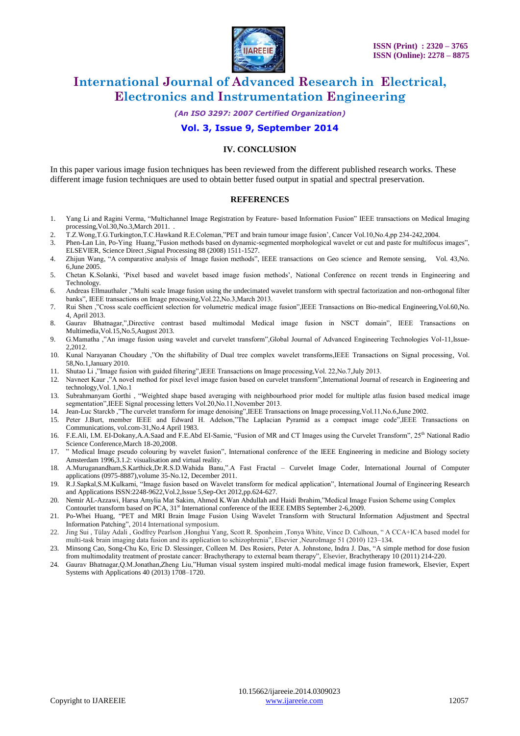## IV. CONCLUSION

In this paper various image fusion techniques has been reviewed from the different published research works. These different image fusion techniques are used to obtain better fused output in spatial and spectral preservation.

## REFERENCES

1. Yang Li and Ragini Verma, "Multichannel Image Registration by Feature- based Information Fusion" IEEE transactions on Medical Imaging processing,Vol.30,No.3,March 2011. .
2. T.Z.Wong,T.G.Turkington,T.C.Hawkand R.E.Coleman,"PET and brain tumour image fusion', Cancer Vol.10,No.4,pp 234-242,2004.
3. Phen-Lan Lin, Po-Ying Huang,"Fusion methods based on dynamic-segmented morphological wavelet or cut and paste for multifocus images", ELSEVIER, Science Direct ,Signal Processing 88 (2008) 1511-1527.
4. Zhijun Wang, "A comparative analysis of Image fusion methods", IEEE transactions on Geo science and Remote sensing, Vol. 43,No. 6,June 2005.
5. Chetan K.Solanki, 'Pixel based and wavelet based image fusion methods', National Conference on recent trends in Engineering and Technology.
6. Andreas Ellmauthaler ,"Multi scale Image fusion using the undecimated wavelet transform with spectral factorization and non-orthogonal filter banks", IEEE transactions on Image processing,Vol.22,No.3,March 2013.
7. Rui Shen ,"Cross scale coefficient selection for volumetric medical image fusion",IEEE Transactions on Bio-medical Engineering,Vol.60,No. 4, April 2013.
8. Gaurav Bhatnagar,",Directive contrast based multimodal Medical image fusion in NSCT domain", IEEE Transactions on Multimedia,Vol.15,No.5,August 2013.
9. G.Mamatha ,"An image fusion using wavelet and curvelet transform",Global Journal of Advanced Engineering Technologies Vol-11,Issue-2,2012.
10. Kunal Narayanan Choudary ,"On the shiftability of Dual tree complex wavelet transforms,IEEE Transactions on Signal processing, Vol. 58,No.1,January 2010.
11. Shutao Li ,"Image fusion with guided filtering",IEEE Transactions on Image processing,Vol. 22,No.7,July 2013.
12. Navneet Kaur ,"A novel method for pixel level image fusion based on curvelet transform",International Journal of research in Engineering and technology,Vol. 1,No.1
13. Subrahmanyam Gorthi , "Weighted shape based averaging with neighbourhood prior model for multiple atlas fusion based medical image segmentation",IEEE Signal processing letters Vol.20,No.11,November 2013.
14. Jean-Luc Starckb ,"The curvelet transform for image denoising",IEEE Transactions on Image processing,Vol.11,No.6,June 2002.
15. Peter J.Burt, member IEEE and Edward H. Adelson,"The Laplacian Pyramid as a compact image code",IEEE Transactions on Communications, vol.com-31,No.4 April 1983.
16. F.E.Ali, I.M. EI-Dokany,A.A.Saad and F.E.Abd EI-Samie, "Fusion of MR and CT Images using the Curvelet Transform", 25th National Radio Science Conference,March 18-20,2008.
17. " Medical Image pseudo colouring by wavelet fusion", International conference of the IEEE Engineering in medicine and Biology society Amsterdam 1996,3.1.2: visualisation and virtual reality.
18. A.Muruganandham,S.Karthick,Dr.R.S.D.Wahida Banu,".A Fast Fractal – Curvelet Image Coder, International Journal of Computer applications (0975-8887),volume 35-No.12, December 2011.
19. R.J.Sapkal,S.M.Kulkarni, "Image fusion based on Wavelet transform for medical application", International Journal of Engineering Research and Applications ISSN:2248-9622,Vol.2,Issue 5,Sep-Oct 2012,pp.624-627.
20. Nemir AL-Azzawi, Harsa Amylia Mat Sakim, Ahmed K.Wan Abdullah and Haidi Ibrahim,"Medical Image Fusion Scheme using Complex Contourlet transform based on PCA, 31st International conference of the IEEE EMBS September 2-6,2009.
21. Po-Whei Huang, "PET and MRI Brain Image Fusion Using Wavelet Transform with Structural Information Adjustment and Spectral Information Patching", 2014 International symposium.
22. Jing Sui , Tülay Adali , Godfrey Pearlson ,Honghui Yang, Scott R. Sponheim ,Tonya White, Vince D. Calhoun, " A CCA+ICA based model for multi-task brain imaging data fusion and its application to schizophrenia", Elsevier ,NeuroImage 51 (2010) 123–134.
23. Minsong Cao, Song-Chu Ko, Eric D. Slessinger, Colleen M. Des Rosiers, Peter A. Johnstone, Indra J. Das, "A simple method for dose fusion from multimodality treatment of prostate cancer: Brachytherapy to external beam therapy", Elsevier, Brachytherapy 10 (2011) 214-220.
24. Gaurav Bhatnagar,Q.M.Jonathan,Zheng Liu,"Human visual system inspired multi-modal medical image fusion framework, Elsevier, Expert Systems with Applications 40 (2013) 1708–1720.